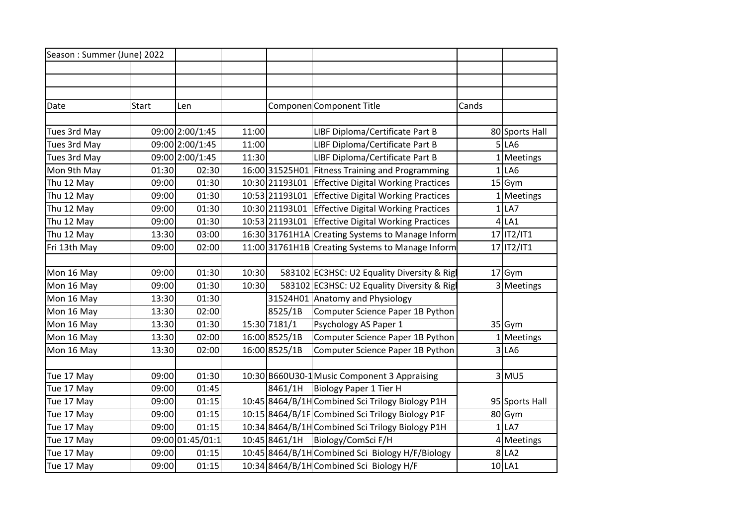| Season : Summer (June) 2022 | | | | | | | |
|---|---|---|---|---|---|---|---|
| | | | | | | | |
| | | | | | | | |
| | | | | | | | |
| Date | Start | Len | | Componen | Component Title | Cands | |
| | | | | | | | |
| Tues 3rd May | 09:00 | 2:00/1:45 | 11:00 | | LIBF Diploma/Certificate Part B | 80 | Sports Hall |
| Tues 3rd May | 09:00 | 2:00/1:45 | 11:00 | | LIBF Diploma/Certificate Part B | 5 | LA6 |
| Tues 3rd May | 09:00 | 2:00/1:45 | 11:30 | | LIBF Diploma/Certificate Part B | 1 | Meetings |
| Mon 9th May | 01:30 | 02:30 | 16:00 | 31525H01 | Fitness Training and Programming | 1 | LA6 |
| Thu 12 May | 09:00 | 01:30 | 10:30 | 21193L01 | Effective Digital Working Practices | 15 | Gym |
| Thu 12 May | 09:00 | 01:30 | 10:53 | 21193L01 | Effective Digital Working Practices | 1 | Meetings |
| Thu 12 May | 09:00 | 01:30 | 10:30 | 21193L01 | Effective Digital Working Practices | 1 | LA7 |
| Thu 12 May | 09:00 | 01:30 | 10:53 | 21193L01 | Effective Digital Working Practices | 4 | LA1 |
| Thu 12 May | 13:30 | 03:00 | 16:30 | 31761H1A | Creating Systems to Manage Inform | 17 | IT2/IT1 |
| Fri 13th May | 09:00 | 02:00 | 11:00 | 31761H1B | Creating Systems to Manage Inform | 17 | IT2/IT1 |
| | | | | | | | |
| Mon 16 May | 09:00 | 01:30 | 10:30 | 583102 | EC3HSC: U2 Equality Diversity & Rig | 17 | Gym |
| Mon 16 May | 09:00 | 01:30 | 10:30 | 583102 | EC3HSC: U2 Equality Diversity & Rig | 3 | Meetings |
| Mon 16 May | 13:30 | 01:30 | | 31524H01 | Anatomy and Physiology | | |
| Mon 16 May | 13:30 | 02:00 | | 8525/1B | Computer Science Paper 1B Python | | |
| Mon 16 May | 13:30 | 01:30 | 15:30 | 7181/1 | Psychology AS Paper 1 | 35 | Gym |
| Mon 16 May | 13:30 | 02:00 | 16:00 | 8525/1B | Computer Science Paper 1B Python | 1 | Meetings |
| Mon 16 May | 13:30 | 02:00 | 16:00 | 8525/1B | Computer Science Paper 1B Python | 3 | LA6 |
| | | | | | | | |
| Tue 17 May | 09:00 | 01:30 | 10:30 | B660U30-1 | Music Component 3 Appraising | 3 | MU5 |
| Tue 17 May | 09:00 | 01:45 | | 8461/1H | Biology Paper 1 Tier H | | |
| Tue 17 May | 09:00 | 01:15 | 10:45 | 8464/B/1H | Combined Sci Trilogy Biology P1H | 95 | Sports Hall |
| Tue 17 May | 09:00 | 01:15 | 10:15 | 8464/B/1F | Combined Sci Trilogy Biology P1F | 80 | Gym |
| Tue 17 May | 09:00 | 01:15 | 10:34 | 8464/B/1H | Combined Sci Trilogy Biology P1H | 1 | LA7 |
| Tue 17 May | 09:00 | 01:45/01:1 | 10:45 | 8461/1H | Biology/ComSci F/H | 4 | Meetings |
| Tue 17 May | 09:00 | 01:15 | 10:45 | 8464/B/1H | Combined Sci Biology H/F/Biology | 8 | LA2 |
| Tue 17 May | 09:00 | 01:15 | 10:34 | 8464/B/1H | Combined Sci Biology H/F | 10 | LA1 |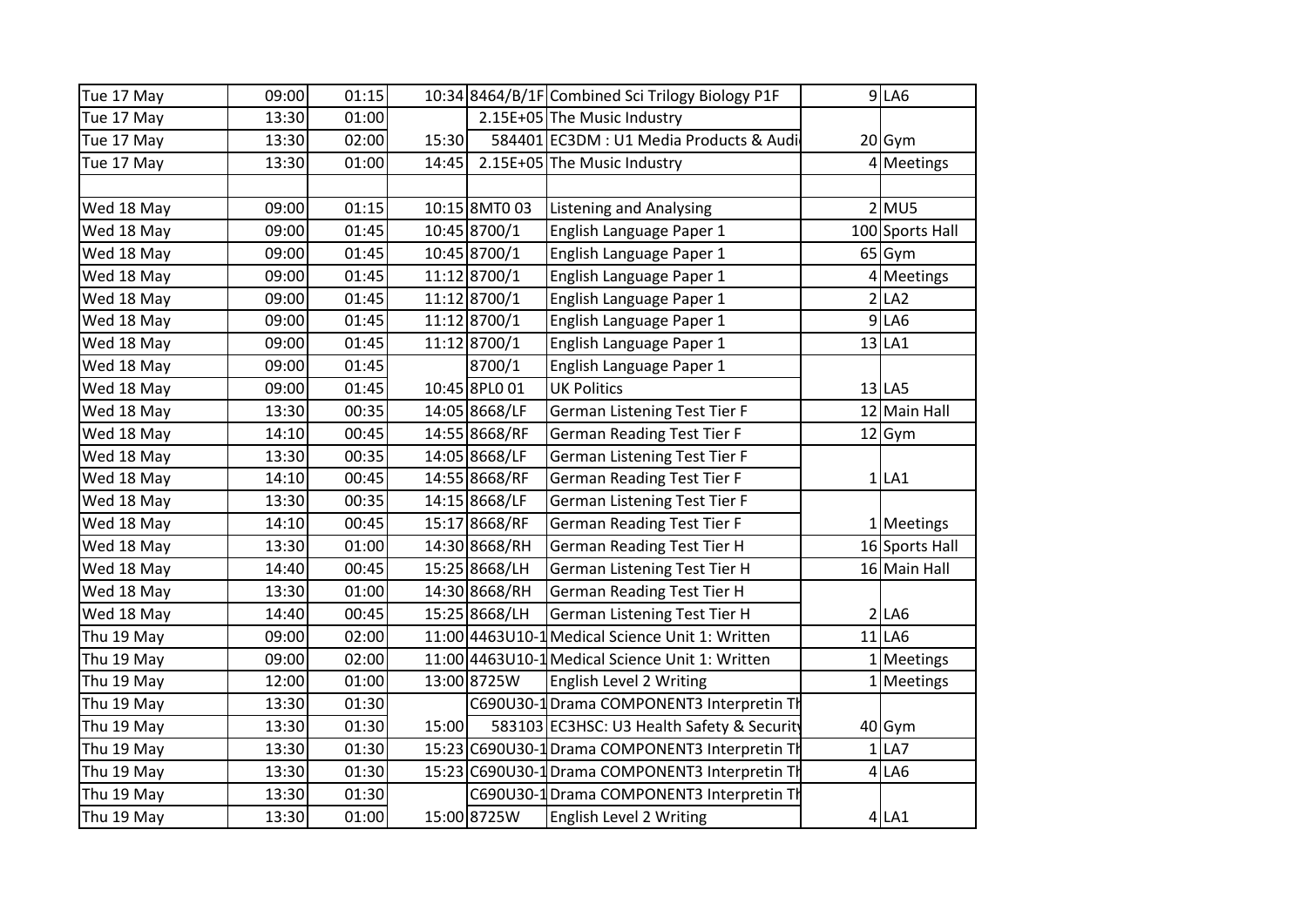| | | | | | | | |
|---|---|---|---|---|---|---|---|
| Tue 17 May | 09:00 | 01:15 | 10:34 | 8464/B/1F | Combined Sci Trilogy Biology P1F | 9 | LA6 |
| Tue 17 May | 13:30 | 01:00 | | 2.15E+05 | The Music Industry | | |
| Tue 17 May | 13:30 | 02:00 | 15:30 | 584401 | EC3DM : U1 Media Products & Audi | 20 | Gym |
| Tue 17 May | 13:30 | 01:00 | 14:45 | 2.15E+05 | The Music Industry | 4 | Meetings |
| | | | | | | | |
| Wed 18 May | 09:00 | 01:15 | 10:15 | 8MT0 03 | Listening and Analysing | 2 | MU5 |
| Wed 18 May | 09:00 | 01:45 | 10:45 | 8700/1 | English Language Paper 1 | 100 | Sports Hall |
| Wed 18 May | 09:00 | 01:45 | 10:45 | 8700/1 | English Language Paper 1 | 65 | Gym |
| Wed 18 May | 09:00 | 01:45 | 11:12 | 8700/1 | English Language Paper 1 | 4 | Meetings |
| Wed 18 May | 09:00 | 01:45 | 11:12 | 8700/1 | English Language Paper 1 | 2 | LA2 |
| Wed 18 May | 09:00 | 01:45 | 11:12 | 8700/1 | English Language Paper 1 | 9 | LA6 |
| Wed 18 May | 09:00 | 01:45 | 11:12 | 8700/1 | English Language Paper 1 | 13 | LA1 |
| Wed 18 May | 09:00 | 01:45 | | 8700/1 | English Language Paper 1 | | |
| Wed 18 May | 09:00 | 01:45 | 10:45 | 8PL0 01 | UK Politics | 13 | LA5 |
| Wed 18 May | 13:30 | 00:35 | 14:05 | 8668/LF | German Listening Test Tier F | 12 | Main Hall |
| Wed 18 May | 14:10 | 00:45 | 14:55 | 8668/RF | German Reading Test Tier F | 12 | Gym |
| Wed 18 May | 13:30 | 00:35 | 14:05 | 8668/LF | German Listening Test Tier F | | |
| Wed 18 May | 14:10 | 00:45 | 14:55 | 8668/RF | German Reading Test Tier F | 1 | LA1 |
| Wed 18 May | 13:30 | 00:35 | 14:15 | 8668/LF | German Listening Test Tier F | | |
| Wed 18 May | 14:10 | 00:45 | 15:17 | 8668/RF | German Reading Test Tier F | 1 | Meetings |
| Wed 18 May | 13:30 | 01:00 | 14:30 | 8668/RH | German Reading Test Tier H | 16 | Sports Hall |
| Wed 18 May | 14:40 | 00:45 | 15:25 | 8668/LH | German Listening Test Tier H | 16 | Main Hall |
| Wed 18 May | 13:30 | 01:00 | 14:30 | 8668/RH | German Reading Test Tier H | | |
| Wed 18 May | 14:40 | 00:45 | 15:25 | 8668/LH | German Listening Test Tier H | 2 | LA6 |
| Thu 19 May | 09:00 | 02:00 | 11:00 | 4463U10-1 | Medical Science Unit 1: Written | 11 | LA6 |
| Thu 19 May | 09:00 | 02:00 | 11:00 | 4463U10-1 | Medical Science Unit 1: Written | 1 | Meetings |
| Thu 19 May | 12:00 | 01:00 | 13:00 | 8725W | English Level 2 Writing | 1 | Meetings |
| Thu 19 May | 13:30 | 01:30 | | C690U30-1 | Drama COMPONENT3 Interpretin Th | | |
| Thu 19 May | 13:30 | 01:30 | 15:00 | 583103 | EC3HSC: U3 Health Safety & Security | 40 | Gym |
| Thu 19 May | 13:30 | 01:30 | 15:23 | C690U30-1 | Drama COMPONENT3 Interpretin Th | 1 | LA7 |
| Thu 19 May | 13:30 | 01:30 | 15:23 | C690U30-1 | Drama COMPONENT3 Interpretin Th | 4 | LA6 |
| Thu 19 May | 13:30 | 01:30 | | C690U30-1 | Drama COMPONENT3 Interpretin Th | | |
| Thu 19 May | 13:30 | 01:00 | 15:00 | 8725W | English Level 2 Writing | 4 | LA1 |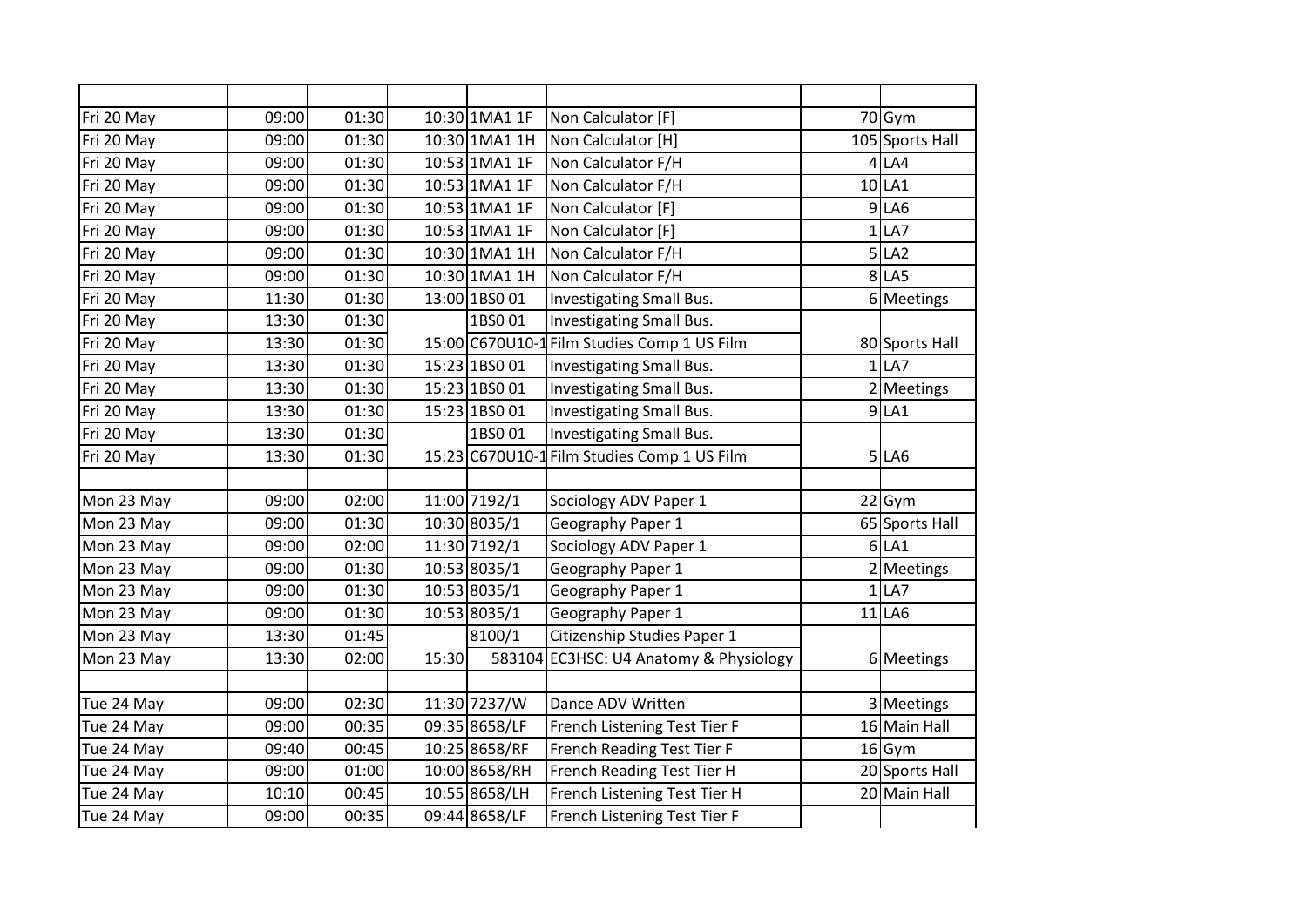| | | | | | | | |
|---|---|---|---|---|---|---|---|
| Fri 20 May | 09:00 | 01:30 | 10:30 | 1MA1 1F | Non Calculator [F] | 70 | Gym |
| Fri 20 May | 09:00 | 01:30 | 10:30 | 1MA1 1H | Non Calculator [H] | 105 | Sports Hall |
| Fri 20 May | 09:00 | 01:30 | 10:53 | 1MA1 1F | Non Calculator F/H | 4 | LA4 |
| Fri 20 May | 09:00 | 01:30 | 10:53 | 1MA1 1F | Non Calculator F/H | 10 | LA1 |
| Fri 20 May | 09:00 | 01:30 | 10:53 | 1MA1 1F | Non Calculator [F] | 9 | LA6 |
| Fri 20 May | 09:00 | 01:30 | 10:53 | 1MA1 1F | Non Calculator [F] | 1 | LA7 |
| Fri 20 May | 09:00 | 01:30 | 10:30 | 1MA1 1H | Non Calculator F/H | 5 | LA2 |
| Fri 20 May | 09:00 | 01:30 | 10:30 | 1MA1 1H | Non Calculator F/H | 8 | LA5 |
| Fri 20 May | 11:30 | 01:30 | 13:00 | 1BS0 01 | Investigating Small Bus. | 6 | Meetings |
| Fri 20 May | 13:30 | 01:30 | | 1BS0 01 | Investigating Small Bus. | | |
| Fri 20 May | 13:30 | 01:30 | 15:00 | C670U10-1 | Film Studies Comp 1 US Film | 80 | Sports Hall |
| Fri 20 May | 13:30 | 01:30 | 15:23 | 1BS0 01 | Investigating Small Bus. | 1 | LA7 |
| Fri 20 May | 13:30 | 01:30 | 15:23 | 1BS0 01 | Investigating Small Bus. | 2 | Meetings |
| Fri 20 May | 13:30 | 01:30 | 15:23 | 1BS0 01 | Investigating Small Bus. | 9 | LA1 |
| Fri 20 May | 13:30 | 01:30 | | 1BS0 01 | Investigating Small Bus. | | |
| Fri 20 May | 13:30 | 01:30 | 15:23 | C670U10-1 | Film Studies Comp 1 US Film | 5 | LA6 |
| | | | | | | | |
| Mon 23 May | 09:00 | 02:00 | 11:00 | 7192/1 | Sociology ADV Paper 1 | 22 | Gym |
| Mon 23 May | 09:00 | 01:30 | 10:30 | 8035/1 | Geography Paper 1 | 65 | Sports Hall |
| Mon 23 May | 09:00 | 02:00 | 11:30 | 7192/1 | Sociology ADV Paper 1 | 6 | LA1 |
| Mon 23 May | 09:00 | 01:30 | 10:53 | 8035/1 | Geography Paper 1 | 2 | Meetings |
| Mon 23 May | 09:00 | 01:30 | 10:53 | 8035/1 | Geography Paper 1 | 1 | LA7 |
| Mon 23 May | 09:00 | 01:30 | 10:53 | 8035/1 | Geography Paper 1 | 11 | LA6 |
| Mon 23 May | 13:30 | 01:45 | | 8100/1 | Citizenship Studies Paper 1 | | |
| Mon 23 May | 13:30 | 02:00 | 15:30 | 583104 | EC3HSC: U4 Anatomy & Physiology | 6 | Meetings |
| | | | | | | | |
| Tue 24 May | 09:00 | 02:30 | 11:30 | 7237/W | Dance ADV Written | 3 | Meetings |
| Tue 24 May | 09:00 | 00:35 | 09:35 | 8658/LF | French Listening Test Tier F | 16 | Main Hall |
| Tue 24 May | 09:40 | 00:45 | 10:25 | 8658/RF | French Reading Test Tier F | 16 | Gym |
| Tue 24 May | 09:00 | 01:00 | 10:00 | 8658/RH | French Reading Test Tier H | 20 | Sports Hall |
| Tue 24 May | 10:10 | 00:45 | 10:55 | 8658/LH | French Listening Test Tier H | 20 | Main Hall |
| Tue 24 May | 09:00 | 00:35 | 09:44 | 8658/LF | French Listening Test Tier F | | |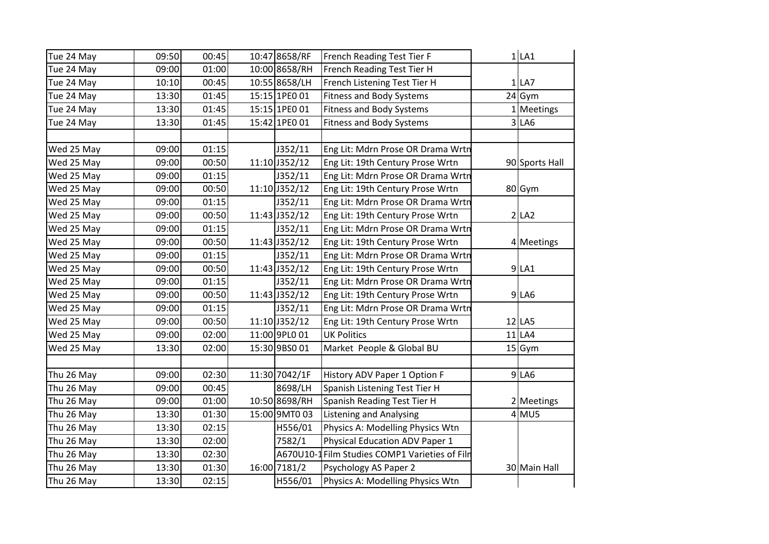| Tue 24 May | 09:50 | 00:45 | 10:47 | 8658/RF | French Reading Test Tier F | 1 | LA1 |
|---|---|---|---|---|---|---|---|
| Tue 24 May | 09:00 | 01:00 | 10:00 | 8658/RH | French Reading Test Tier H | | |
| Tue 24 May | 10:10 | 00:45 | 10:55 | 8658/LH | French Listening Test Tier H | 1 | LA7 |
| Tue 24 May | 13:30 | 01:45 | 15:15 | 1PE0 01 | Fitness and Body Systems | 24 | Gym |
| Tue 24 May | 13:30 | 01:45 | 15:15 | 1PE0 01 | Fitness and Body Systems | 1 | Meetings |
| Tue 24 May | 13:30 | 01:45 | 15:42 | 1PE0 01 | Fitness and Body Systems | 3 | LA6 |
| | | | | | | | |
| Wed 25 May | 09:00 | 01:15 | | J352/11 | Eng Lit: Mdrn Prose OR Drama Wrtn | | |
| Wed 25 May | 09:00 | 00:50 | 11:10 | J352/12 | Eng Lit: 19th Century Prose Wrtn | 90 | Sports Hall |
| Wed 25 May | 09:00 | 01:15 | | J352/11 | Eng Lit: Mdrn Prose OR Drama Wrtn | | |
| Wed 25 May | 09:00 | 00:50 | 11:10 | J352/12 | Eng Lit: 19th Century Prose Wrtn | 80 | Gym |
| Wed 25 May | 09:00 | 01:15 | | J352/11 | Eng Lit: Mdrn Prose OR Drama Wrtn | | |
| Wed 25 May | 09:00 | 00:50 | 11:43 | J352/12 | Eng Lit: 19th Century Prose Wrtn | 2 | LA2 |
| Wed 25 May | 09:00 | 01:15 | | J352/11 | Eng Lit: Mdrn Prose OR Drama Wrtn | | |
| Wed 25 May | 09:00 | 00:50 | 11:43 | J352/12 | Eng Lit: 19th Century Prose Wrtn | 4 | Meetings |
| Wed 25 May | 09:00 | 01:15 | | J352/11 | Eng Lit: Mdrn Prose OR Drama Wrtn | | |
| Wed 25 May | 09:00 | 00:50 | 11:43 | J352/12 | Eng Lit: 19th Century Prose Wrtn | 9 | LA1 |
| Wed 25 May | 09:00 | 01:15 | | J352/11 | Eng Lit: Mdrn Prose OR Drama Wrtn | | |
| Wed 25 May | 09:00 | 00:50 | 11:43 | J352/12 | Eng Lit: 19th Century Prose Wrtn | 9 | LA6 |
| Wed 25 May | 09:00 | 01:15 | | J352/11 | Eng Lit: Mdrn Prose OR Drama Wrtn | | |
| Wed 25 May | 09:00 | 00:50 | 11:10 | J352/12 | Eng Lit: 19th Century Prose Wrtn | 12 | LA5 |
| Wed 25 May | 09:00 | 02:00 | 11:00 | 9PL0 01 | UK Politics | 11 | LA4 |
| Wed 25 May | 13:30 | 02:00 | 15:30 | 9BS0 01 | Market People & Global BU | 15 | Gym |
| | | | | | | | |
| Thu 26 May | 09:00 | 02:30 | 11:30 | 7042/1F | History ADV Paper 1 Option F | 9 | LA6 |
| Thu 26 May | 09:00 | 00:45 | | 8698/LH | Spanish Listening Test Tier H | | |
| Thu 26 May | 09:00 | 01:00 | 10:50 | 8698/RH | Spanish Reading Test Tier H | 2 | Meetings |
| Thu 26 May | 13:30 | 01:30 | 15:00 | 9MT0 03 | Listening and Analysing | 4 | MU5 |
| Thu 26 May | 13:30 | 02:15 | | H556/01 | Physics A: Modelling Physics Wtn | | |
| Thu 26 May | 13:30 | 02:00 | | 7582/1 | Physical Education ADV Paper 1 | | |
| Thu 26 May | 13:30 | 02:30 | | A670U10-1 | Film Studies COMP1 Varieties of Film | | |
| Thu 26 May | 13:30 | 01:30 | 16:00 | 7181/2 | Psychology AS Paper 2 | 30 | Main Hall |
| Thu 26 May | 13:30 | 02:15 | | H556/01 | Physics A: Modelling Physics Wtn | | |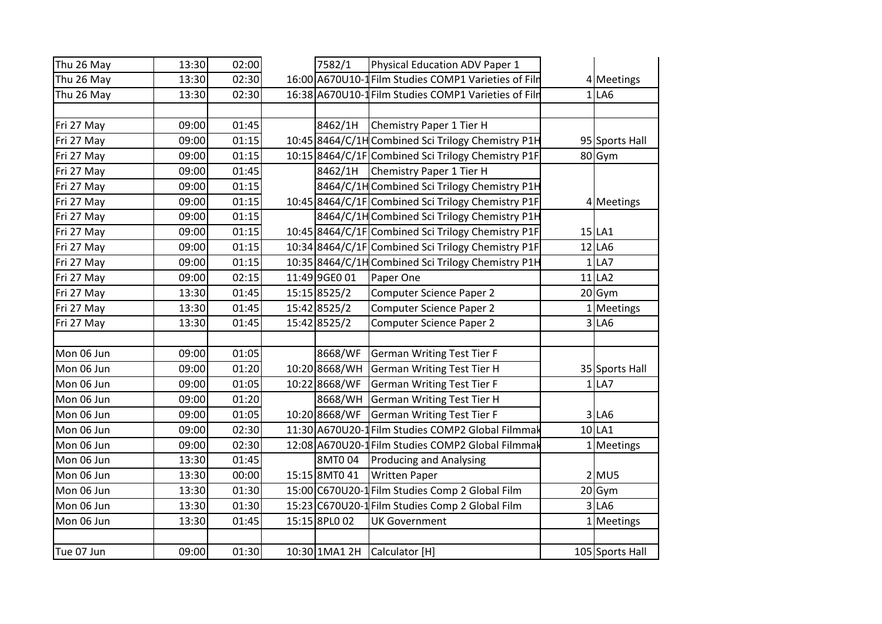| | | | | | | | |
|---|---|---|---|---|---|---|---|
| Thu 26 May | 13:30 | 02:00 | | 7582/1 | Physical Education ADV Paper 1 | | |
| Thu 26 May | 13:30 | 02:30 | 16:00 | A670U10-1 | Film Studies COMP1 Varieties of Film | 4 | Meetings |
| Thu 26 May | 13:30 | 02:30 | 16:38 | A670U10-1 | Film Studies COMP1 Varieties of Film | 1 | LA6 |
| | | | | | | | |
| Fri 27 May | 09:00 | 01:45 | | 8462/1H | Chemistry Paper 1 Tier H | | |
| Fri 27 May | 09:00 | 01:15 | 10:45 | 8464/C/1H | Combined Sci Trilogy Chemistry P1H | 95 | Sports Hall |
| Fri 27 May | 09:00 | 01:15 | 10:15 | 8464/C/1F | Combined Sci Trilogy Chemistry P1F | 80 | Gym |
| Fri 27 May | 09:00 | 01:45 | | 8462/1H | Chemistry Paper 1 Tier H | | |
| Fri 27 May | 09:00 | 01:15 | | 8464/C/1H | Combined Sci Trilogy Chemistry P1H | | |
| Fri 27 May | 09:00 | 01:15 | 10:45 | 8464/C/1F | Combined Sci Trilogy Chemistry P1F | 4 | Meetings |
| Fri 27 May | 09:00 | 01:15 | | 8464/C/1H | Combined Sci Trilogy Chemistry P1H | | |
| Fri 27 May | 09:00 | 01:15 | 10:45 | 8464/C/1F | Combined Sci Trilogy Chemistry P1F | 15 | LA1 |
| Fri 27 May | 09:00 | 01:15 | 10:34 | 8464/C/1F | Combined Sci Trilogy Chemistry P1F | 12 | LA6 |
| Fri 27 May | 09:00 | 01:15 | 10:35 | 8464/C/1H | Combined Sci Trilogy Chemistry P1H | 1 | LA7 |
| Fri 27 May | 09:00 | 02:15 | 11:49 | 9GE0 01 | Paper One | 11 | LA2 |
| Fri 27 May | 13:30 | 01:45 | 15:15 | 8525/2 | Computer Science Paper 2 | 20 | Gym |
| Fri 27 May | 13:30 | 01:45 | 15:42 | 8525/2 | Computer Science Paper 2 | 1 | Meetings |
| Fri 27 May | 13:30 | 01:45 | 15:42 | 8525/2 | Computer Science Paper 2 | 3 | LA6 |
| | | | | | | | |
| Mon 06 Jun | 09:00 | 01:05 | | 8668/WF | German Writing Test Tier F | | |
| Mon 06 Jun | 09:00 | 01:20 | 10:20 | 8668/WH | German Writing Test Tier H | 35 | Sports Hall |
| Mon 06 Jun | 09:00 | 01:05 | 10:22 | 8668/WF | German Writing Test Tier F | 1 | LA7 |
| Mon 06 Jun | 09:00 | 01:20 | | 8668/WH | German Writing Test Tier H | | |
| Mon 06 Jun | 09:00 | 01:05 | 10:20 | 8668/WF | German Writing Test Tier F | 3 | LA6 |
| Mon 06 Jun | 09:00 | 02:30 | 11:30 | A670U20-1 | Film Studies COMP2 Global Filmmak | 10 | LA1 |
| Mon 06 Jun | 09:00 | 02:30 | 12:08 | A670U20-1 | Film Studies COMP2 Global Filmmak | 1 | Meetings |
| Mon 06 Jun | 13:30 | 01:45 | | 8MT0 04 | Producing and Analysing | | |
| Mon 06 Jun | 13:30 | 00:00 | 15:15 | 8MT0 41 | Written Paper | 2 | MU5 |
| Mon 06 Jun | 13:30 | 01:30 | 15:00 | C670U20-1 | Film Studies Comp 2 Global Film | 20 | Gym |
| Mon 06 Jun | 13:30 | 01:30 | 15:23 | C670U20-1 | Film Studies Comp 2 Global Film | 3 | LA6 |
| Mon 06 Jun | 13:30 | 01:45 | 15:15 | 8PL0 02 | UK Government | 1 | Meetings |
| | | | | | | | |
| Tue 07 Jun | 09:00 | 01:30 | 10:30 | 1MA1 2H | Calculator [H] | 105 | Sports Hall |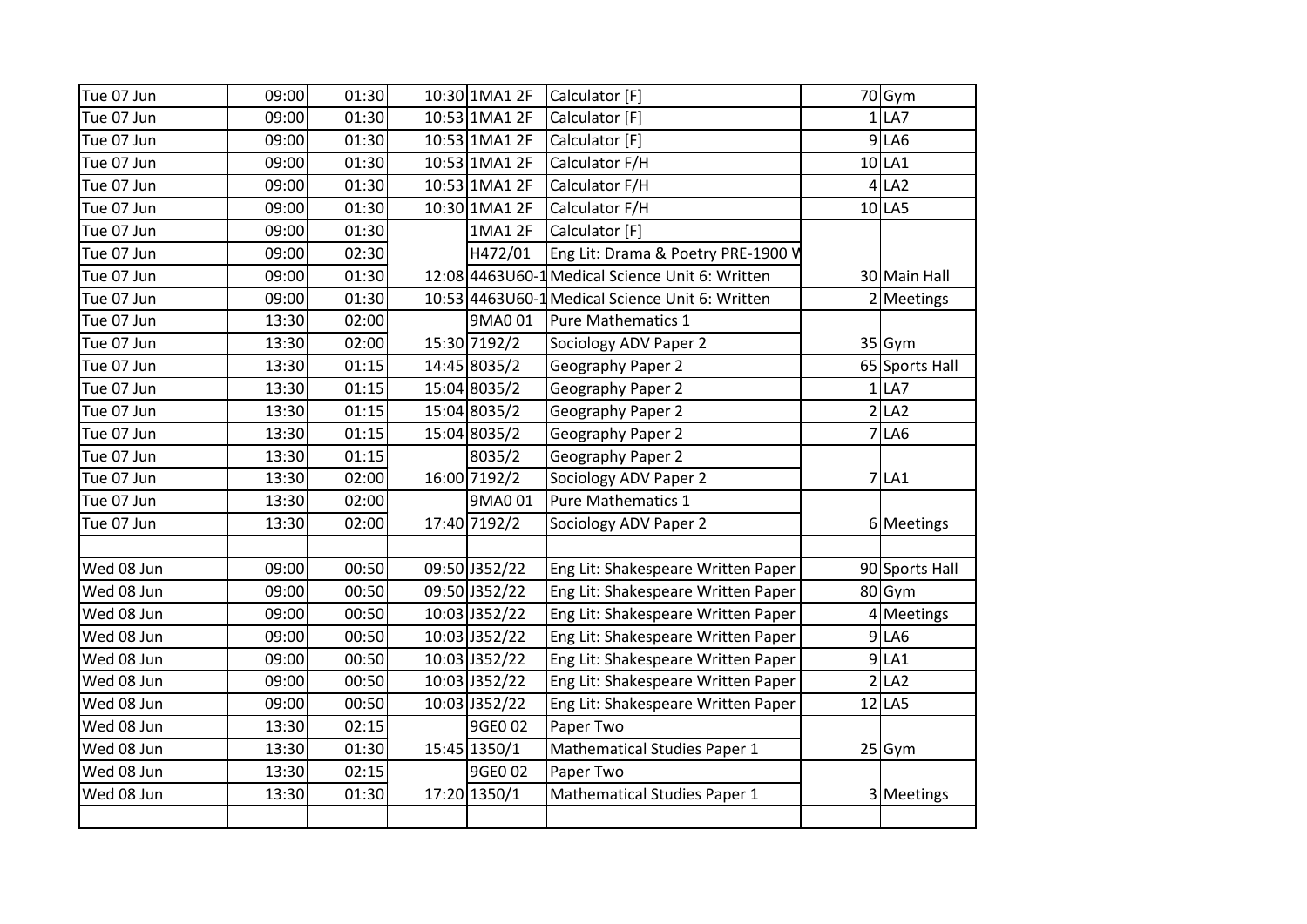| | | | | | | | |
|---|---|---|---|---|---|---|---|
| Tue 07 Jun | 09:00 | 01:30 | 10:30 | 1MA1 2F | Calculator [F] | 70 | Gym |
| Tue 07 Jun | 09:00 | 01:30 | 10:53 | 1MA1 2F | Calculator [F] | 1 | LA7 |
| Tue 07 Jun | 09:00 | 01:30 | 10:53 | 1MA1 2F | Calculator [F] | 9 | LA6 |
| Tue 07 Jun | 09:00 | 01:30 | 10:53 | 1MA1 2F | Calculator F/H | 10 | LA1 |
| Tue 07 Jun | 09:00 | 01:30 | 10:53 | 1MA1 2F | Calculator F/H | 4 | LA2 |
| Tue 07 Jun | 09:00 | 01:30 | 10:30 | 1MA1 2F | Calculator F/H | 10 | LA5 |
| Tue 07 Jun | 09:00 | 01:30 | | 1MA1 2F | Calculator [F] | | |
| Tue 07 Jun | 09:00 | 02:30 | | H472/01 | Eng Lit: Drama & Poetry PRE-1900 V | | |
| Tue 07 Jun | 09:00 | 01:30 | 12:08 | 4463U60-1 | Medical Science Unit 6: Written | 30 | Main Hall |
| Tue 07 Jun | 09:00 | 01:30 | 10:53 | 4463U60-1 | Medical Science Unit 6: Written | 2 | Meetings |
| Tue 07 Jun | 13:30 | 02:00 | | 9MA0 01 | Pure Mathematics 1 | | |
| Tue 07 Jun | 13:30 | 02:00 | 15:30 | 7192/2 | Sociology ADV Paper 2 | 35 | Gym |
| Tue 07 Jun | 13:30 | 01:15 | 14:45 | 8035/2 | Geography Paper 2 | 65 | Sports Hall |
| Tue 07 Jun | 13:30 | 01:15 | 15:04 | 8035/2 | Geography Paper 2 | 1 | LA7 |
| Tue 07 Jun | 13:30 | 01:15 | 15:04 | 8035/2 | Geography Paper 2 | 2 | LA2 |
| Tue 07 Jun | 13:30 | 01:15 | 15:04 | 8035/2 | Geography Paper 2 | 7 | LA6 |
| Tue 07 Jun | 13:30 | 01:15 | | 8035/2 | Geography Paper 2 | | |
| Tue 07 Jun | 13:30 | 02:00 | 16:00 | 7192/2 | Sociology ADV Paper 2 | 7 | LA1 |
| Tue 07 Jun | 13:30 | 02:00 | | 9MA0 01 | Pure Mathematics 1 | | |
| Tue 07 Jun | 13:30 | 02:00 | 17:40 | 7192/2 | Sociology ADV Paper 2 | 6 | Meetings |
| | | | | | | | |
| Wed 08 Jun | 09:00 | 00:50 | 09:50 | J352/22 | Eng Lit: Shakespeare Written Paper | 90 | Sports Hall |
| Wed 08 Jun | 09:00 | 00:50 | 09:50 | J352/22 | Eng Lit: Shakespeare Written Paper | 80 | Gym |
| Wed 08 Jun | 09:00 | 00:50 | 10:03 | J352/22 | Eng Lit: Shakespeare Written Paper | 4 | Meetings |
| Wed 08 Jun | 09:00 | 00:50 | 10:03 | J352/22 | Eng Lit: Shakespeare Written Paper | 9 | LA6 |
| Wed 08 Jun | 09:00 | 00:50 | 10:03 | J352/22 | Eng Lit: Shakespeare Written Paper | 9 | LA1 |
| Wed 08 Jun | 09:00 | 00:50 | 10:03 | J352/22 | Eng Lit: Shakespeare Written Paper | 2 | LA2 |
| Wed 08 Jun | 09:00 | 00:50 | 10:03 | J352/22 | Eng Lit: Shakespeare Written Paper | 12 | LA5 |
| Wed 08 Jun | 13:30 | 02:15 | | 9GE0 02 | Paper Two | | |
| Wed 08 Jun | 13:30 | 01:30 | 15:45 | 1350/1 | Mathematical Studies Paper 1 | 25 | Gym |
| Wed 08 Jun | 13:30 | 02:15 | | 9GE0 02 | Paper Two | | |
| Wed 08 Jun | 13:30 | 01:30 | 17:20 | 1350/1 | Mathematical Studies Paper 1 | 3 | Meetings |
| | | | | | | | |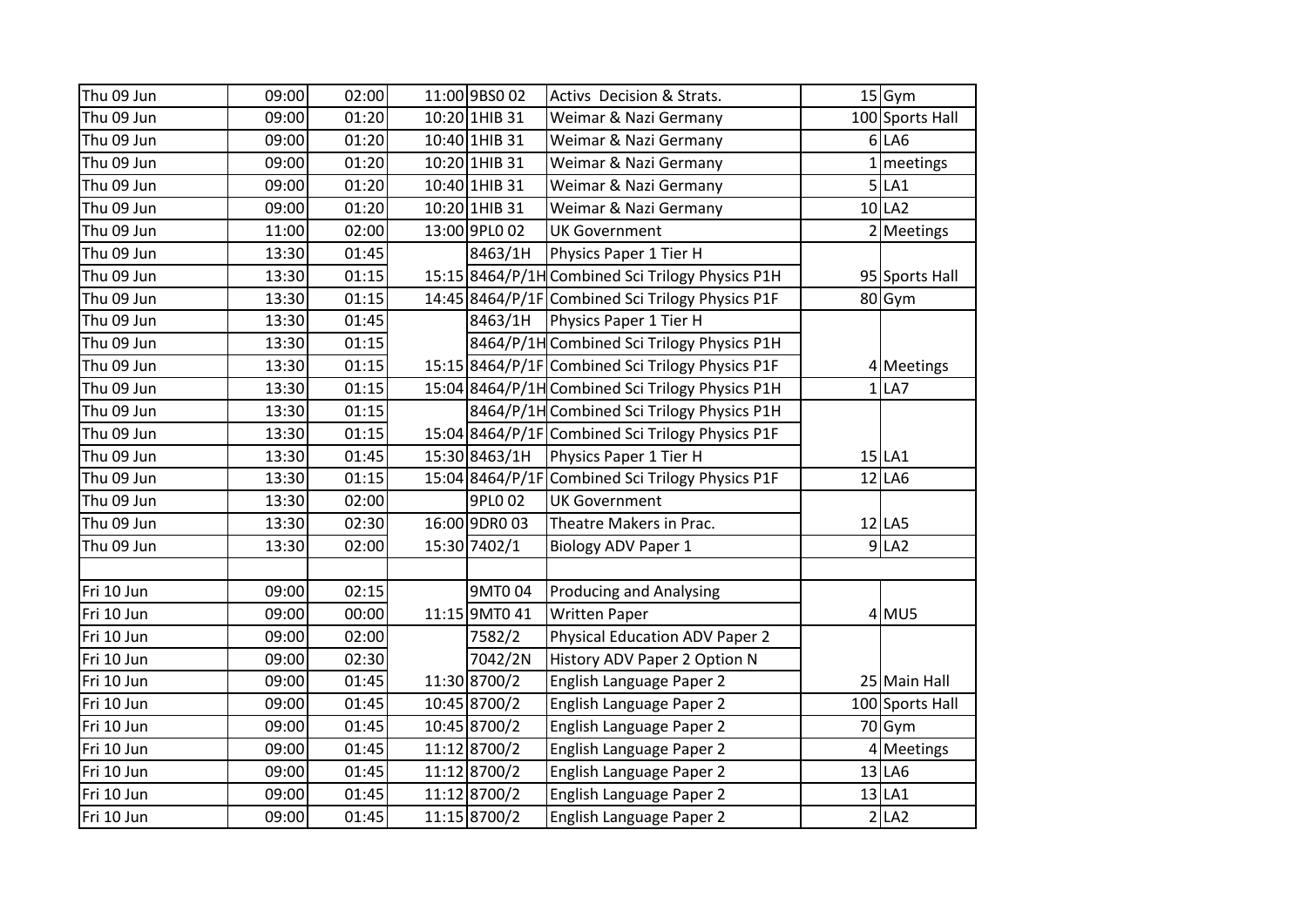| | | | | | | | |
|---|---|---|---|---|---|---|---|
| Thu 09 Jun | 09:00 | 02:00 | 11:00 | 9BS0 02 | Activs Decision & Strats. | 15 | Gym |
| Thu 09 Jun | 09:00 | 01:20 | 10:20 | 1HIB 31 | Weimar & Nazi Germany | 100 | Sports Hall |
| Thu 09 Jun | 09:00 | 01:20 | 10:40 | 1HIB 31 | Weimar & Nazi Germany | 6 | LA6 |
| Thu 09 Jun | 09:00 | 01:20 | 10:20 | 1HIB 31 | Weimar & Nazi Germany | 1 | meetings |
| Thu 09 Jun | 09:00 | 01:20 | 10:40 | 1HIB 31 | Weimar & Nazi Germany | 5 | LA1 |
| Thu 09 Jun | 09:00 | 01:20 | 10:20 | 1HIB 31 | Weimar & Nazi Germany | 10 | LA2 |
| Thu 09 Jun | 11:00 | 02:00 | 13:00 | 9PL0 02 | UK Government | 2 | Meetings |
| Thu 09 Jun | 13:30 | 01:45 | | 8463/1H | Physics Paper 1 Tier H | | |
| Thu 09 Jun | 13:30 | 01:15 | 15:15 | 8464/P/1H | Combined Sci Trilogy Physics P1H | 95 | Sports Hall |
| Thu 09 Jun | 13:30 | 01:15 | 14:45 | 8464/P/1F | Combined Sci Trilogy Physics P1F | 80 | Gym |
| Thu 09 Jun | 13:30 | 01:45 | | 8463/1H | Physics Paper 1 Tier H | | |
| Thu 09 Jun | 13:30 | 01:15 | | 8464/P/1H | Combined Sci Trilogy Physics P1H | | |
| Thu 09 Jun | 13:30 | 01:15 | 15:15 | 8464/P/1F | Combined Sci Trilogy Physics P1F | 4 | Meetings |
| Thu 09 Jun | 13:30 | 01:15 | 15:04 | 8464/P/1H | Combined Sci Trilogy Physics P1H | 1 | LA7 |
| Thu 09 Jun | 13:30 | 01:15 | | 8464/P/1H | Combined Sci Trilogy Physics P1H | | |
| Thu 09 Jun | 13:30 | 01:15 | 15:04 | 8464/P/1F | Combined Sci Trilogy Physics P1F | | |
| Thu 09 Jun | 13:30 | 01:45 | 15:30 | 8463/1H | Physics Paper 1 Tier H | 15 | LA1 |
| Thu 09 Jun | 13:30 | 01:15 | 15:04 | 8464/P/1F | Combined Sci Trilogy Physics P1F | 12 | LA6 |
| Thu 09 Jun | 13:30 | 02:00 | | 9PL0 02 | UK Government | | |
| Thu 09 Jun | 13:30 | 02:30 | 16:00 | 9DR0 03 | Theatre Makers in Prac. | 12 | LA5 |
| Thu 09 Jun | 13:30 | 02:00 | 15:30 | 7402/1 | Biology ADV Paper 1 | 9 | LA2 |
| | | | | | | | |
| Fri 10 Jun | 09:00 | 02:15 | | 9MT0 04 | Producing and Analysing | | |
| Fri 10 Jun | 09:00 | 00:00 | 11:15 | 9MT0 41 | Written Paper | 4 | MU5 |
| Fri 10 Jun | 09:00 | 02:00 | | 7582/2 | Physical Education ADV Paper 2 | | |
| Fri 10 Jun | 09:00 | 02:30 | | 7042/2N | History ADV Paper 2 Option N | | |
| Fri 10 Jun | 09:00 | 01:45 | 11:30 | 8700/2 | English Language Paper 2 | 25 | Main Hall |
| Fri 10 Jun | 09:00 | 01:45 | 10:45 | 8700/2 | English Language Paper 2 | 100 | Sports Hall |
| Fri 10 Jun | 09:00 | 01:45 | 10:45 | 8700/2 | English Language Paper 2 | 70 | Gym |
| Fri 10 Jun | 09:00 | 01:45 | 11:12 | 8700/2 | English Language Paper 2 | 4 | Meetings |
| Fri 10 Jun | 09:00 | 01:45 | 11:12 | 8700/2 | English Language Paper 2 | 13 | LA6 |
| Fri 10 Jun | 09:00 | 01:45 | 11:12 | 8700/2 | English Language Paper 2 | 13 | LA1 |
| Fri 10 Jun | 09:00 | 01:45 | 11:15 | 8700/2 | English Language Paper 2 | 2 | LA2 |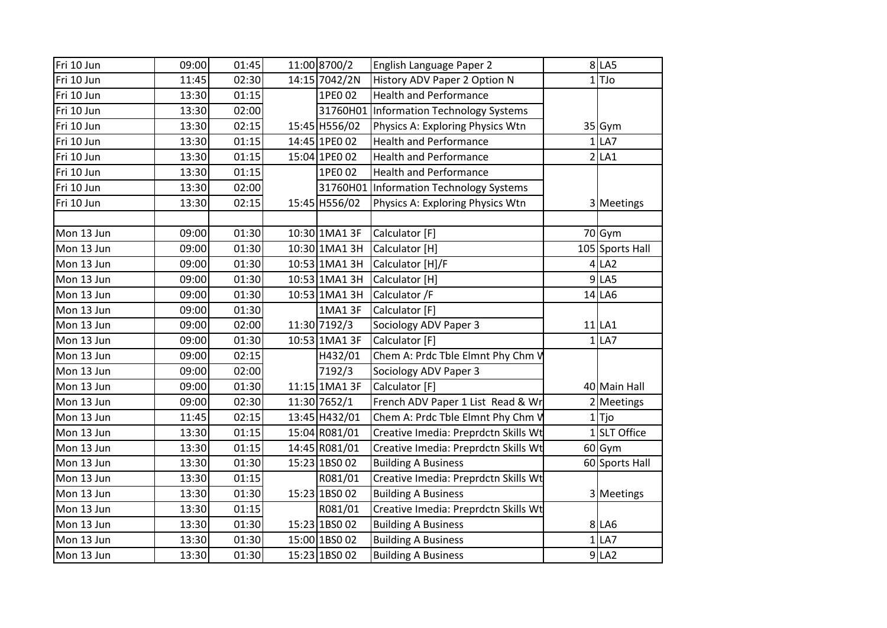| | | | | | | | |
|---|---|---|---|---|---|---|---|
| Fri 10 Jun | 09:00 | 01:45 | 11:00 | 8700/2 | English Language Paper 2 | 8 | LA5 |
| Fri 10 Jun | 11:45 | 02:30 | 14:15 | 7042/2N | History ADV Paper 2 Option N | 1 | TJo |
| Fri 10 Jun | 13:30 | 01:15 | | 1PE0 02 | Health and Performance | | |
| Fri 10 Jun | 13:30 | 02:00 | | 31760H01 | Information Technology Systems | | |
| Fri 10 Jun | 13:30 | 02:15 | 15:45 | H556/02 | Physics A: Exploring Physics Wtn | 35 | Gym |
| Fri 10 Jun | 13:30 | 01:15 | 14:45 | 1PE0 02 | Health and Performance | 1 | LA7 |
| Fri 10 Jun | 13:30 | 01:15 | 15:04 | 1PE0 02 | Health and Performance | 2 | LA1 |
| Fri 10 Jun | 13:30 | 01:15 | | 1PE0 02 | Health and Performance | | |
| Fri 10 Jun | 13:30 | 02:00 | | 31760H01 | Information Technology Systems | | |
| Fri 10 Jun | 13:30 | 02:15 | 15:45 | H556/02 | Physics A: Exploring Physics Wtn | 3 | Meetings |
| | | | | | | | |
| Mon 13 Jun | 09:00 | 01:30 | 10:30 | 1MA1 3F | Calculator [F] | 70 | Gym |
| Mon 13 Jun | 09:00 | 01:30 | 10:30 | 1MA1 3H | Calculator [H] | 105 | Sports Hall |
| Mon 13 Jun | 09:00 | 01:30 | 10:53 | 1MA1 3H | Calculator [H]/F | 4 | LA2 |
| Mon 13 Jun | 09:00 | 01:30 | 10:53 | 1MA1 3H | Calculator [H] | 9 | LA5 |
| Mon 13 Jun | 09:00 | 01:30 | 10:53 | 1MA1 3H | Calculator /F | 14 | LA6 |
| Mon 13 Jun | 09:00 | 01:30 | | 1MA1 3F | Calculator [F] | | |
| Mon 13 Jun | 09:00 | 02:00 | 11:30 | 7192/3 | Sociology ADV Paper 3 | 11 | LA1 |
| Mon 13 Jun | 09:00 | 01:30 | 10:53 | 1MA1 3F | Calculator [F] | 1 | LA7 |
| Mon 13 Jun | 09:00 | 02:15 | | H432/01 | Chem A: Prdc Tble Elmnt Phy Chm W | | |
| Mon 13 Jun | 09:00 | 02:00 | | 7192/3 | Sociology ADV Paper 3 | | |
| Mon 13 Jun | 09:00 | 01:30 | 11:15 | 1MA1 3F | Calculator [F] | 40 | Main Hall |
| Mon 13 Jun | 09:00 | 02:30 | 11:30 | 7652/1 | French ADV Paper 1 List Read & Wr | 2 | Meetings |
| Mon 13 Jun | 11:45 | 02:15 | 13:45 | H432/01 | Chem A: Prdc Tble Elmnt Phy Chm W | 1 | Tjo |
| Mon 13 Jun | 13:30 | 01:15 | 15:04 | R081/01 | Creative Imedia: Preprdctn Skills Wt | 1 | SLT Office |
| Mon 13 Jun | 13:30 | 01:15 | 14:45 | R081/01 | Creative Imedia: Preprdctn Skills Wt | 60 | Gym |
| Mon 13 Jun | 13:30 | 01:30 | 15:23 | 1BS0 02 | Building A Business | 60 | Sports Hall |
| Mon 13 Jun | 13:30 | 01:15 | | R081/01 | Creative Imedia: Preprdctn Skills Wt | | |
| Mon 13 Jun | 13:30 | 01:30 | 15:23 | 1BS0 02 | Building A Business | 3 | Meetings |
| Mon 13 Jun | 13:30 | 01:15 | | R081/01 | Creative Imedia: Preprdctn Skills Wt | | |
| Mon 13 Jun | 13:30 | 01:30 | 15:23 | 1BS0 02 | Building A Business | 8 | LA6 |
| Mon 13 Jun | 13:30 | 01:30 | 15:00 | 1BS0 02 | Building A Business | 1 | LA7 |
| Mon 13 Jun | 13:30 | 01:30 | 15:23 | 1BS0 02 | Building A Business | 9 | LA2 |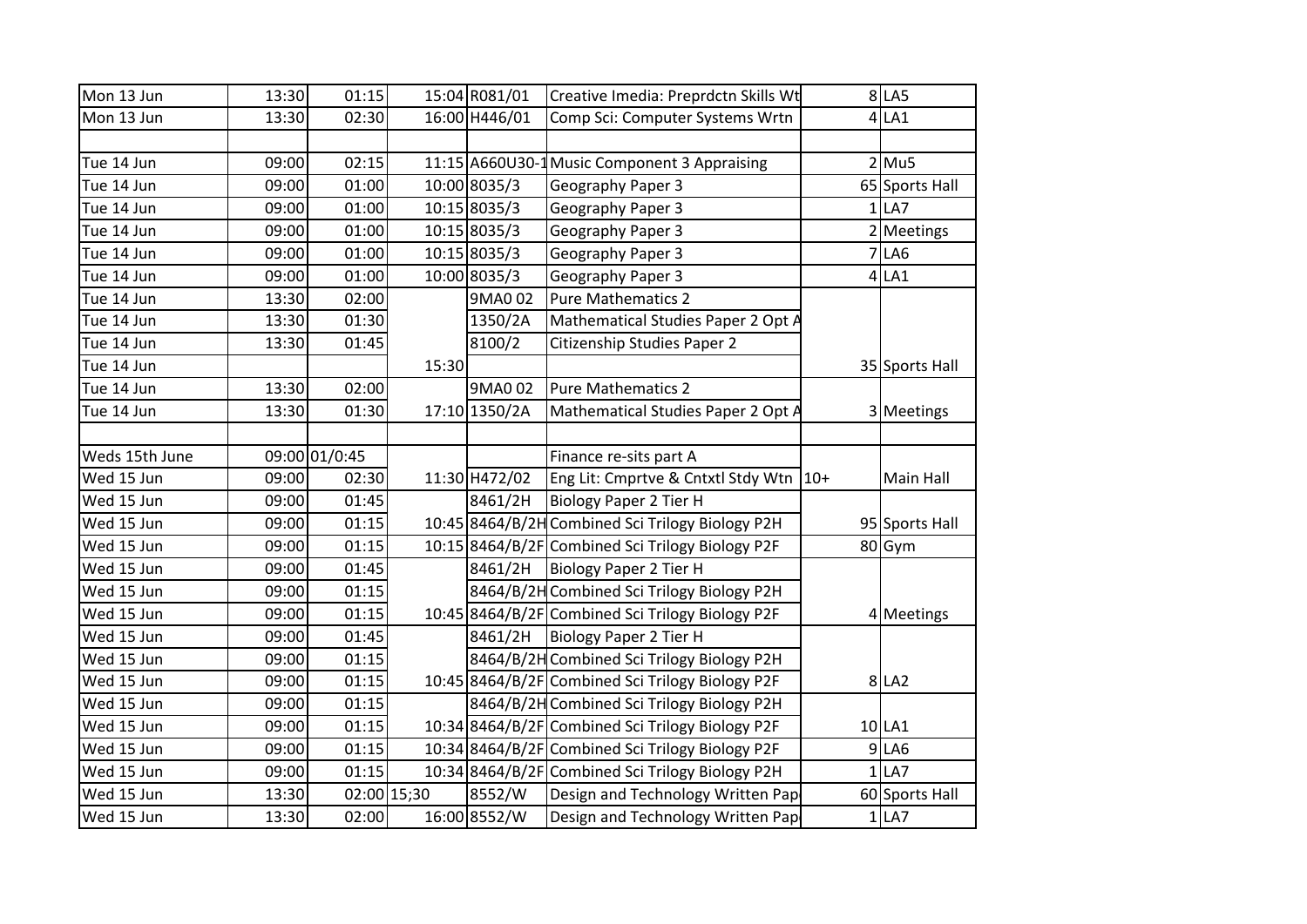| | | | | | | | | |
|---|---|---|---|---|---|---|---|---|
| Mon 13 Jun | 13:30 | 01:15 | 15:04 | R081/01 | Creative Imedia: Preprdctn Skills Wt | | 8 | LA5 |
| Mon 13 Jun | 13:30 | 02:30 | 16:00 | H446/01 | Comp Sci: Computer Systems Wrtn | | 4 | LA1 |
| | | | | | | | | |
| Tue 14 Jun | 09:00 | 02:15 | 11:15 | A660U30-1 | Music Component 3 Appraising | | 2 | Mu5 |
| Tue 14 Jun | 09:00 | 01:00 | 10:00 | 8035/3 | Geography Paper 3 | | 65 | Sports Hall |
| Tue 14 Jun | 09:00 | 01:00 | 10:15 | 8035/3 | Geography Paper 3 | | 1 | LA7 |
| Tue 14 Jun | 09:00 | 01:00 | 10:15 | 8035/3 | Geography Paper 3 | | 2 | Meetings |
| Tue 14 Jun | 09:00 | 01:00 | 10:15 | 8035/3 | Geography Paper 3 | | 7 | LA6 |
| Tue 14 Jun | 09:00 | 01:00 | 10:00 | 8035/3 | Geography Paper 3 | | 4 | LA1 |
| Tue 14 Jun | 13:30 | 02:00 | | 9MA0 02 | Pure Mathematics 2 | | | |
| Tue 14 Jun | 13:30 | 01:30 | | 1350/2A | Mathematical Studies Paper 2 Opt A | | | |
| Tue 14 Jun | 13:30 | 01:45 | | 8100/2 | Citizenship Studies Paper 2 | | | |
| Tue 14 Jun | | | 15:30 | | | | 35 | Sports Hall |
| Tue 14 Jun | 13:30 | 02:00 | | 9MA0 02 | Pure Mathematics 2 | | | |
| Tue 14 Jun | 13:30 | 01:30 | 17:10 | 1350/2A | Mathematical Studies Paper 2 Opt A | | 3 | Meetings |
| | | | | | | | | |
| Weds 15th June | 09:00 | 01/0:45 | | | Finance re-sits part A | | | |
| Wed 15 Jun | 09:00 | 02:30 | 11:30 | H472/02 | Eng Lit: Cmprtve & Cntxtl Stdy Wtn | 10+ | | Main Hall |
| Wed 15 Jun | 09:00 | 01:45 | | 8461/2H | Biology Paper 2 Tier H | | | |
| Wed 15 Jun | 09:00 | 01:15 | 10:45 | 8464/B/2H | Combined Sci Trilogy Biology P2H | | 95 | Sports Hall |
| Wed 15 Jun | 09:00 | 01:15 | 10:15 | 8464/B/2F | Combined Sci Trilogy Biology P2F | | 80 | Gym |
| Wed 15 Jun | 09:00 | 01:45 | | 8461/2H | Biology Paper 2 Tier H | | | |
| Wed 15 Jun | 09:00 | 01:15 | | 8464/B/2H | Combined Sci Trilogy Biology P2H | | | |
| Wed 15 Jun | 09:00 | 01:15 | 10:45 | 8464/B/2F | Combined Sci Trilogy Biology P2F | | 4 | Meetings |
| Wed 15 Jun | 09:00 | 01:45 | | 8461/2H | Biology Paper 2 Tier H | | | |
| Wed 15 Jun | 09:00 | 01:15 | | 8464/B/2H | Combined Sci Trilogy Biology P2H | | | |
| Wed 15 Jun | 09:00 | 01:15 | 10:45 | 8464/B/2F | Combined Sci Trilogy Biology P2F | | 8 | LA2 |
| Wed 15 Jun | 09:00 | 01:15 | | 8464/B/2H | Combined Sci Trilogy Biology P2H | | | |
| Wed 15 Jun | 09:00 | 01:15 | 10:34 | 8464/B/2F | Combined Sci Trilogy Biology P2F | | 10 | LA1 |
| Wed 15 Jun | 09:00 | 01:15 | 10:34 | 8464/B/2F | Combined Sci Trilogy Biology P2F | | 9 | LA6 |
| Wed 15 Jun | 09:00 | 01:15 | 10:34 | 8464/B/2F | Combined Sci Trilogy Biology P2H | | 1 | LA7 |
| Wed 15 Jun | 13:30 | 02:00 | 15;30 | 8552/W | Design and Technology Written Pap | | 60 | Sports Hall |
| Wed 15 Jun | 13:30 | 02:00 | 16:00 | 8552/W | Design and Technology Written Pap | | 1 | LA7 |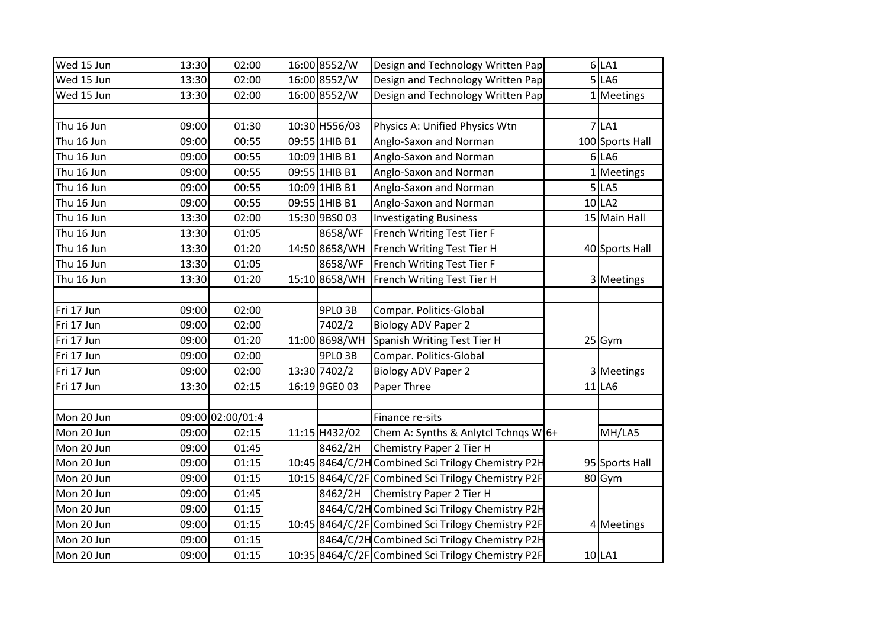| | | | | | | | |
|---|---|---|---|---|---|---|---|
| Wed 15 Jun | 13:30 | 02:00 | 16:00 | 8552/W | Design and Technology Written Pap | 6 | LA1 |
| Wed 15 Jun | 13:30 | 02:00 | 16:00 | 8552/W | Design and Technology Written Pap | 5 | LA6 |
| Wed 15 Jun | 13:30 | 02:00 | 16:00 | 8552/W | Design and Technology Written Pap | 1 | Meetings |
| | | | | | | | |
| Thu 16 Jun | 09:00 | 01:30 | 10:30 | H556/03 | Physics A: Unified Physics Wtn | 7 | LA1 |
| Thu 16 Jun | 09:00 | 00:55 | 09:55 | 1HIB B1 | Anglo-Saxon and Norman | 100 | Sports Hall |
| Thu 16 Jun | 09:00 | 00:55 | 10:09 | 1HIB B1 | Anglo-Saxon and Norman | 6 | LA6 |
| Thu 16 Jun | 09:00 | 00:55 | 09:55 | 1HIB B1 | Anglo-Saxon and Norman | 1 | Meetings |
| Thu 16 Jun | 09:00 | 00:55 | 10:09 | 1HIB B1 | Anglo-Saxon and Norman | 5 | LA5 |
| Thu 16 Jun | 09:00 | 00:55 | 09:55 | 1HIB B1 | Anglo-Saxon and Norman | 10 | LA2 |
| Thu 16 Jun | 13:30 | 02:00 | 15:30 | 9BS0 03 | Investigating Business | 15 | Main Hall |
| Thu 16 Jun | 13:30 | 01:05 | | 8658/WF | French Writing Test Tier F | | |
| Thu 16 Jun | 13:30 | 01:20 | 14:50 | 8658/WH | French Writing Test Tier H | 40 | Sports Hall |
| Thu 16 Jun | 13:30 | 01:05 | | 8658/WF | French Writing Test Tier F | | |
| Thu 16 Jun | 13:30 | 01:20 | 15:10 | 8658/WH | French Writing Test Tier H | 3 | Meetings |
| | | | | | | | |
| Fri 17 Jun | 09:00 | 02:00 | | 9PL0 3B | Compar. Politics-Global | | |
| Fri 17 Jun | 09:00 | 02:00 | | 7402/2 | Biology ADV Paper 2 | | |
| Fri 17 Jun | 09:00 | 01:20 | 11:00 | 8698/WH | Spanish Writing Test Tier H | 25 | Gym |
| Fri 17 Jun | 09:00 | 02:00 | | 9PL0 3B | Compar. Politics-Global | | |
| Fri 17 Jun | 09:00 | 02:00 | 13:30 | 7402/2 | Biology ADV Paper 2 | 3 | Meetings |
| Fri 17 Jun | 13:30 | 02:15 | 16:19 | 9GE0 03 | Paper Three | 11 | LA6 |
| | | | | | | | |
| Mon 20 Jun | 09:00 | 02:00/01:4 | | | Finance re-sits | | |
| Mon 20 Jun | 09:00 | 02:15 | 11:15 | H432/02 | Chem A: Synths & Anlytcl Tchnqs W 6+ | | MH/LA5 |
| Mon 20 Jun | 09:00 | 01:45 | | 8462/2H | Chemistry Paper 2 Tier H | | |
| Mon 20 Jun | 09:00 | 01:15 | 10:45 | 8464/C/2H | Combined Sci Trilogy Chemistry P2H | 95 | Sports Hall |
| Mon 20 Jun | 09:00 | 01:15 | 10:15 | 8464/C/2F | Combined Sci Trilogy Chemistry P2F | 80 | Gym |
| Mon 20 Jun | 09:00 | 01:45 | | 8462/2H | Chemistry Paper 2 Tier H | | |
| Mon 20 Jun | 09:00 | 01:15 | | 8464/C/2H | Combined Sci Trilogy Chemistry P2H | | |
| Mon 20 Jun | 09:00 | 01:15 | 10:45 | 8464/C/2F | Combined Sci Trilogy Chemistry P2F | 4 | Meetings |
| Mon 20 Jun | 09:00 | 01:15 | | 8464/C/2H | Combined Sci Trilogy Chemistry P2H | | |
| Mon 20 Jun | 09:00 | 01:15 | 10:35 | 8464/C/2F | Combined Sci Trilogy Chemistry P2F | 10 | LA1 |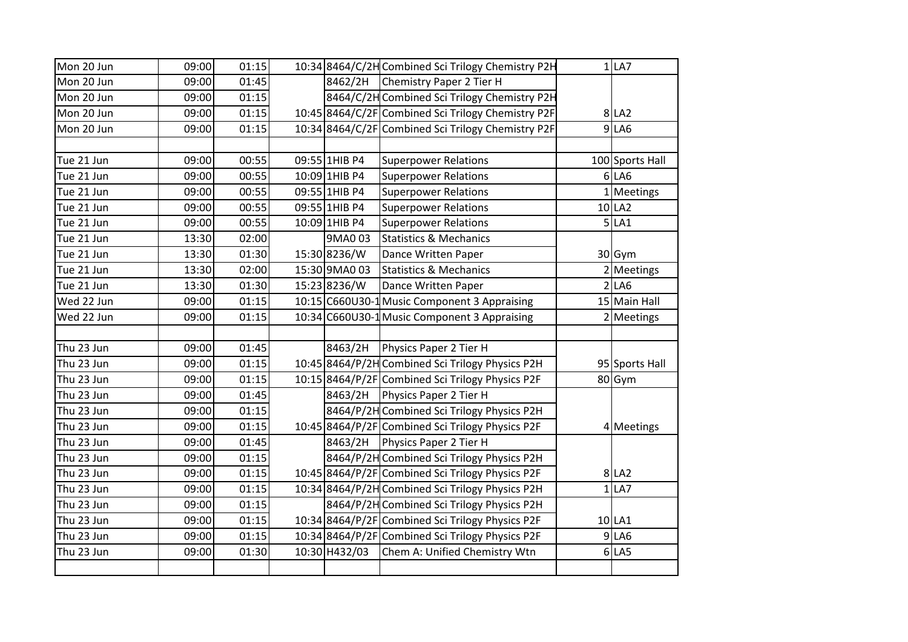| Mon 20 Jun | 09:00 | 01:15 | 10:34 | 8464/C/2H | Combined Sci Trilogy Chemistry P2H | 1 | LA7 |
|---|---|---|---|---|---|---|---|
| Mon 20 Jun | 09:00 | 01:45 | | 8462/2H | Chemistry Paper 2 Tier H | | |
| Mon 20 Jun | 09:00 | 01:15 | | 8464/C/2H | Combined Sci Trilogy Chemistry P2H | | |
| Mon 20 Jun | 09:00 | 01:15 | 10:45 | 8464/C/2F | Combined Sci Trilogy Chemistry P2F | 8 | LA2 |
| Mon 20 Jun | 09:00 | 01:15 | 10:34 | 8464/C/2F | Combined Sci Trilogy Chemistry P2F | 9 | LA6 |
| | | | | | | | |
| Tue 21 Jun | 09:00 | 00:55 | 09:55 | 1HIB P4 | Superpower Relations | 100 | Sports Hall |
| Tue 21 Jun | 09:00 | 00:55 | 10:09 | 1HIB P4 | Superpower Relations | 6 | LA6 |
| Tue 21 Jun | 09:00 | 00:55 | 09:55 | 1HIB P4 | Superpower Relations | 1 | Meetings |
| Tue 21 Jun | 09:00 | 00:55 | 09:55 | 1HIB P4 | Superpower Relations | 10 | LA2 |
| Tue 21 Jun | 09:00 | 00:55 | 10:09 | 1HIB P4 | Superpower Relations | 5 | LA1 |
| Tue 21 Jun | 13:30 | 02:00 | | 9MA0 03 | Statistics & Mechanics | | |
| Tue 21 Jun | 13:30 | 01:30 | 15:30 | 8236/W | Dance Written Paper | 30 | Gym |
| Tue 21 Jun | 13:30 | 02:00 | 15:30 | 9MA0 03 | Statistics & Mechanics | 2 | Meetings |
| Tue 21 Jun | 13:30 | 01:30 | 15:23 | 8236/W | Dance Written Paper | 2 | LA6 |
| Wed 22 Jun | 09:00 | 01:15 | 10:15 | C660U30-1 | Music Component 3 Appraising | 15 | Main Hall |
| Wed 22 Jun | 09:00 | 01:15 | 10:34 | C660U30-1 | Music Component 3 Appraising | 2 | Meetings |
| | | | | | | | |
| Thu 23 Jun | 09:00 | 01:45 | | 8463/2H | Physics Paper 2 Tier H | | |
| Thu 23 Jun | 09:00 | 01:15 | 10:45 | 8464/P/2H | Combined Sci Trilogy Physics P2H | 95 | Sports Hall |
| Thu 23 Jun | 09:00 | 01:15 | 10:15 | 8464/P/2F | Combined Sci Trilogy Physics P2F | 80 | Gym |
| Thu 23 Jun | 09:00 | 01:45 | | 8463/2H | Physics Paper 2 Tier H | | |
| Thu 23 Jun | 09:00 | 01:15 | | 8464/P/2H | Combined Sci Trilogy Physics P2H | | |
| Thu 23 Jun | 09:00 | 01:15 | 10:45 | 8464/P/2F | Combined Sci Trilogy Physics P2F | 4 | Meetings |
| Thu 23 Jun | 09:00 | 01:45 | | 8463/2H | Physics Paper 2 Tier H | | |
| Thu 23 Jun | 09:00 | 01:15 | | 8464/P/2H | Combined Sci Trilogy Physics P2H | | |
| Thu 23 Jun | 09:00 | 01:15 | 10:45 | 8464/P/2F | Combined Sci Trilogy Physics P2F | 8 | LA2 |
| Thu 23 Jun | 09:00 | 01:15 | 10:34 | 8464/P/2H | Combined Sci Trilogy Physics P2H | 1 | LA7 |
| Thu 23 Jun | 09:00 | 01:15 | | 8464/P/2H | Combined Sci Trilogy Physics P2H | | |
| Thu 23 Jun | 09:00 | 01:15 | 10:34 | 8464/P/2F | Combined Sci Trilogy Physics P2F | 10 | LA1 |
| Thu 23 Jun | 09:00 | 01:15 | 10:34 | 8464/P/2F | Combined Sci Trilogy Physics P2F | 9 | LA6 |
| Thu 23 Jun | 09:00 | 01:30 | 10:30 | H432/03 | Chem A: Unified Chemistry Wtn | 6 | LA5 |
| | | | | | | | |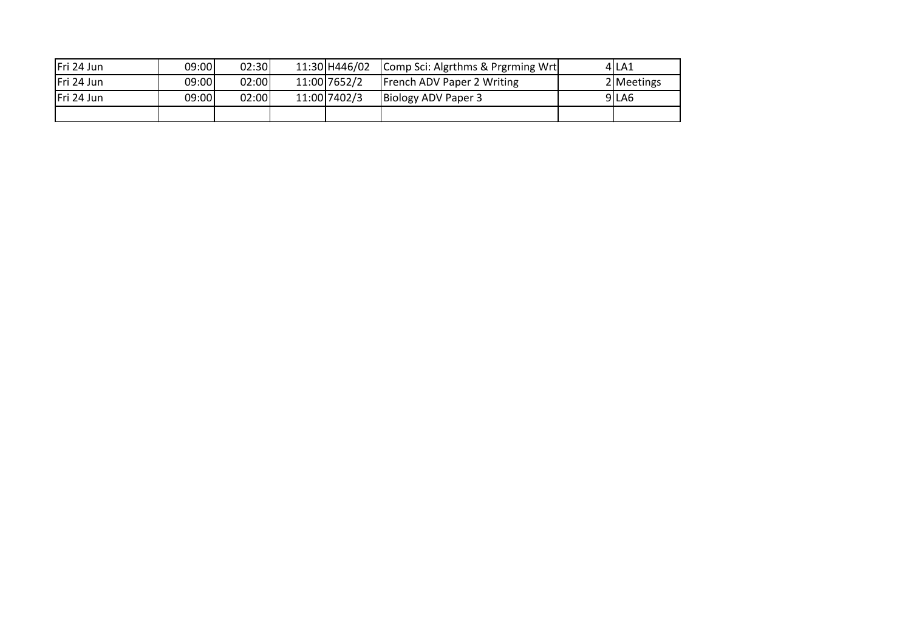| | | | | | | | |
|---|---|---|---|---|---|---|---|
| Fri 24 Jun | 09:00 | 02:30 | 11:30 | H446/02 | Comp Sci: Algrthms & Prgrming Wrt | 4 | LA1 |
| Fri 24 Jun | 09:00 | 02:00 | 11:00 | 7652/2 | French ADV Paper 2 Writing | 2 | Meetings |
| Fri 24 Jun | 09:00 | 02:00 | 11:00 | 7402/3 | Biology ADV Paper 3 | 9 | LA6 |
| | | | | | | | |